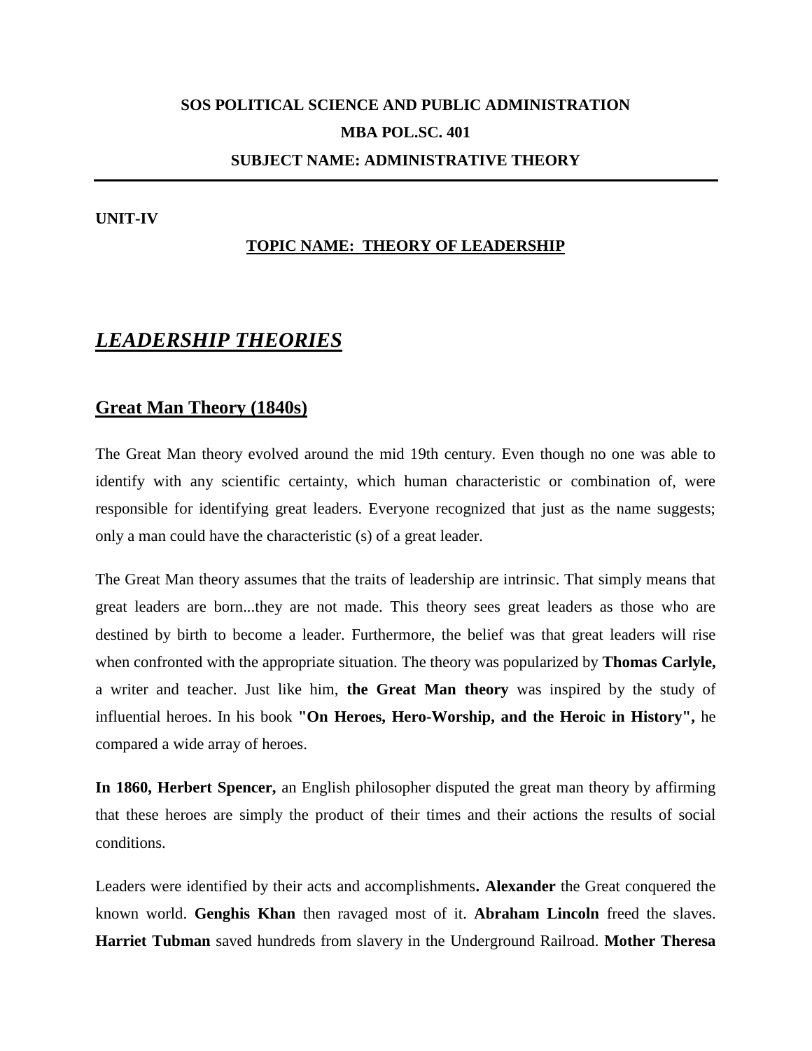**SOS POLITICAL SCIENCE AND PUBLIC ADMINISTRATION**

**MBA POL.SC. 401**

**SUBJECT NAME: ADMINISTRATIVE THEORY**

---

**UNIT-IV**

**TOPIC NAME: THEORY OF LEADERSHIP**

# *LEADERSHIP THEORIES*

## Great Man Theory (1840s)

The Great Man theory evolved around the mid 19th century. Even though no one was able to identify with any scientific certainty, which human characteristic or combination of, were responsible for identifying great leaders. Everyone recognized that just as the name suggests; only a man could have the characteristic (s) of a great leader.

The Great Man theory assumes that the traits of leadership are intrinsic. That simply means that great leaders are born...they are not made. This theory sees great leaders as those who are destined by birth to become a leader. Furthermore, the belief was that great leaders will rise when confronted with the appropriate situation. The theory was popularized by **Thomas Carlyle,** a writer and teacher. Just like him, **the Great Man theory** was inspired by the study of influential heroes. In his book **"On Heroes, Hero-Worship, and the Heroic in History",** he compared a wide array of heroes.

**In 1860, Herbert Spencer,** an English philosopher disputed the great man theory by affirming that these heroes are simply the product of their times and their actions the results of social conditions.

Leaders were identified by their acts and accomplishments**. Alexander** the Great conquered the known world. **Genghis Khan** then ravaged most of it. **Abraham Lincoln** freed the slaves. **Harriet Tubman** saved hundreds from slavery in the Underground Railroad. **Mother Theresa**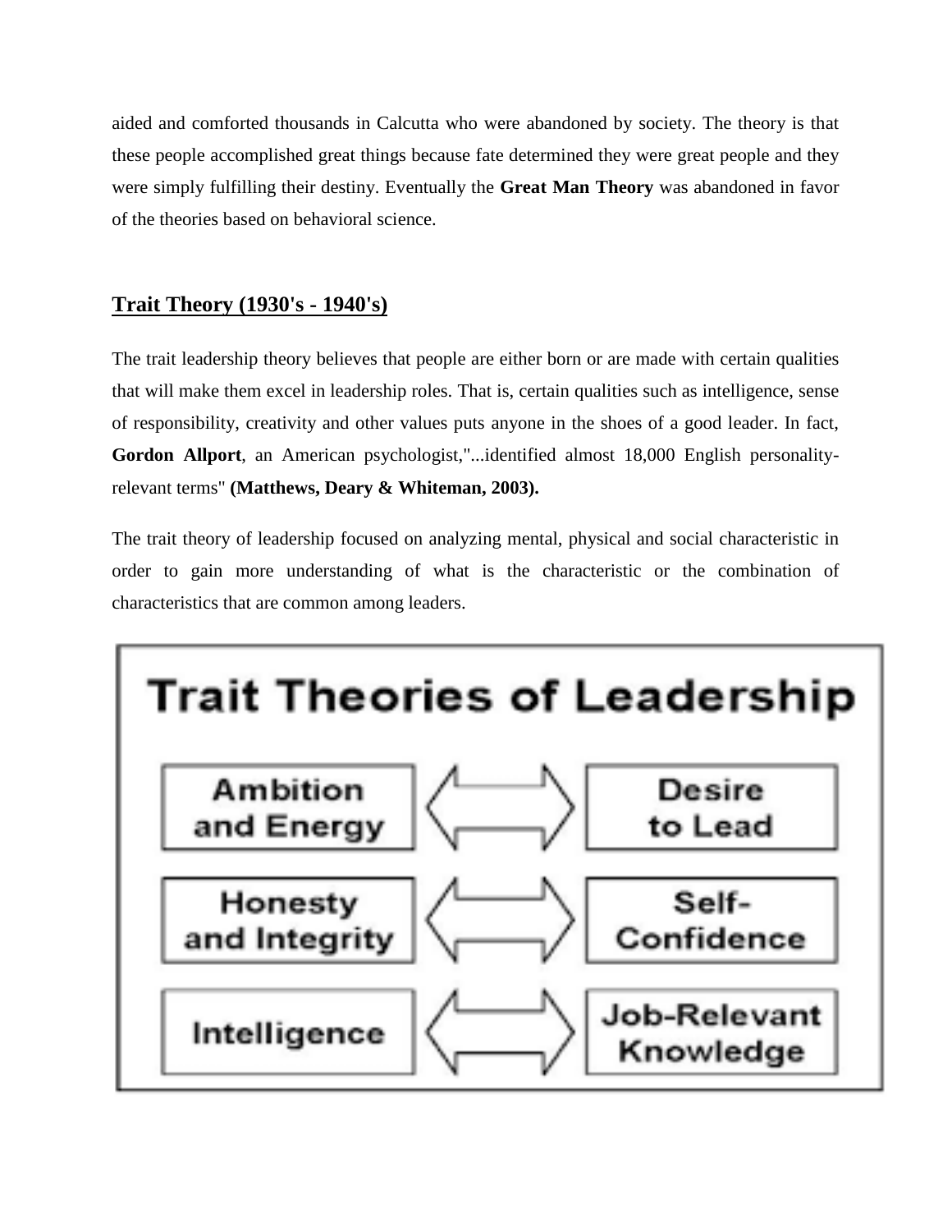aided and comforted thousands in Calcutta who were abandoned by society. The theory is that these people accomplished great things because fate determined they were great people and they were simply fulfilling their destiny. Eventually the **Great Man Theory** was abandoned in favor of the theories based on behavioral science.

## Trait Theory (1930's - 1940's)

The trait leadership theory believes that people are either born or are made with certain qualities that will make them excel in leadership roles. That is, certain qualities such as intelligence, sense of responsibility, creativity and other values puts anyone in the shoes of a good leader. In fact, **Gordon Allport**, an American psychologist,"...identified almost 18,000 English personality-relevant terms" **(Matthews, Deary & Whiteman, 2003).**

The trait theory of leadership focused on analyzing mental, physical and social characteristic in order to gain more understanding of what is the characteristic or the combination of characteristics that are common among leaders.

**Trait Theories of Leadership**

| | | |
|---|---|---|
| Ambition and Energy | ⟺ | Desire to Lead |
| Honesty and Integrity | ⟺ | Self-Confidence |
| Intelligence | ⟺ | Job-Relevant Knowledge |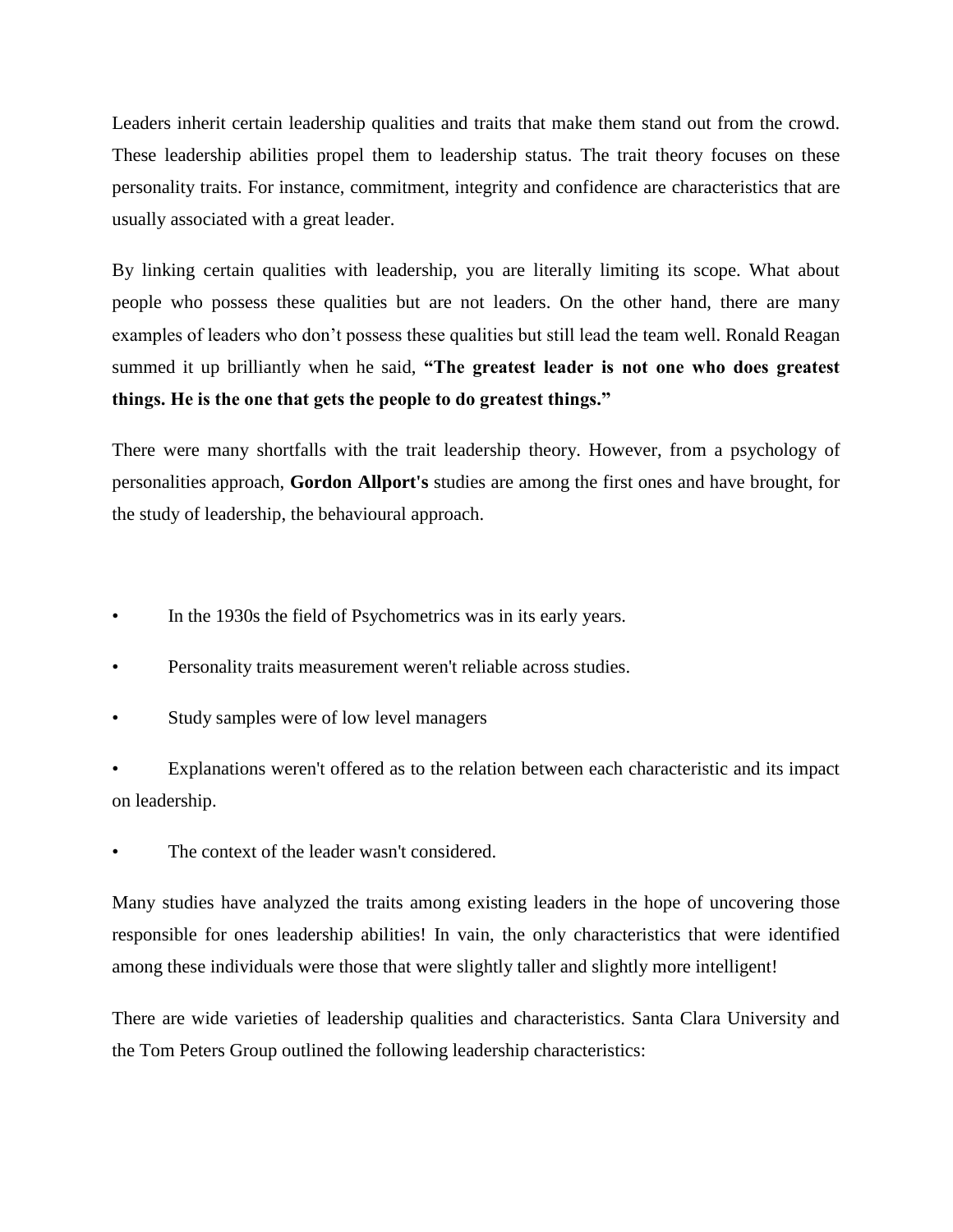Leaders inherit certain leadership qualities and traits that make them stand out from the crowd. These leadership abilities propel them to leadership status. The trait theory focuses on these personality traits. For instance, commitment, integrity and confidence are characteristics that are usually associated with a great leader.

By linking certain qualities with leadership, you are literally limiting its scope. What about people who possess these qualities but are not leaders. On the other hand, there are many examples of leaders who don't possess these qualities but still lead the team well. Ronald Reagan summed it up brilliantly when he said, **"The greatest leader is not one who does greatest things. He is the one that gets the people to do greatest things."**

There were many shortfalls with the trait leadership theory. However, from a psychology of personalities approach, **Gordon Allport's** studies are among the first ones and have brought, for the study of leadership, the behavioural approach.

- In the 1930s the field of Psychometrics was in its early years.
- Personality traits measurement weren't reliable across studies.
- Study samples were of low level managers
- Explanations weren't offered as to the relation between each characteristic and its impact on leadership.
- The context of the leader wasn't considered.

Many studies have analyzed the traits among existing leaders in the hope of uncovering those responsible for ones leadership abilities! In vain, the only characteristics that were identified among these individuals were those that were slightly taller and slightly more intelligent!

There are wide varieties of leadership qualities and characteristics. Santa Clara University and the Tom Peters Group outlined the following leadership characteristics: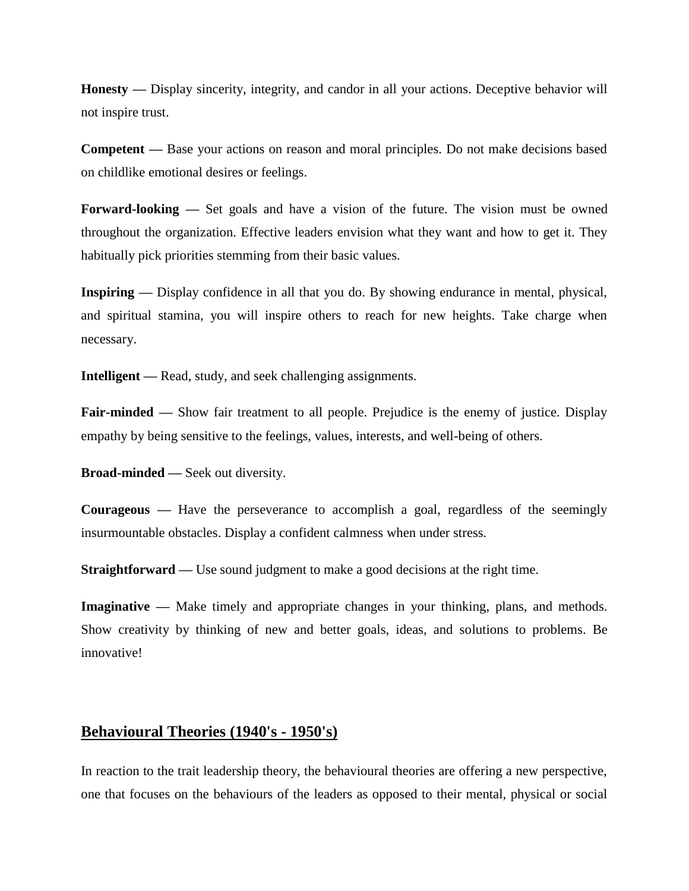**Honesty —** Display sincerity, integrity, and candor in all your actions. Deceptive behavior will not inspire trust.

**Competent —** Base your actions on reason and moral principles. Do not make decisions based on childlike emotional desires or feelings.

**Forward-looking —** Set goals and have a vision of the future. The vision must be owned throughout the organization. Effective leaders envision what they want and how to get it. They habitually pick priorities stemming from their basic values.

**Inspiring —** Display confidence in all that you do. By showing endurance in mental, physical, and spiritual stamina, you will inspire others to reach for new heights. Take charge when necessary.

**Intelligent —** Read, study, and seek challenging assignments.

**Fair-minded —** Show fair treatment to all people. Prejudice is the enemy of justice. Display empathy by being sensitive to the feelings, values, interests, and well-being of others.

**Broad-minded —** Seek out diversity.

**Courageous —** Have the perseverance to accomplish a goal, regardless of the seemingly insurmountable obstacles. Display a confident calmness when under stress.

**Straightforward —** Use sound judgment to make a good decisions at the right time.

**Imaginative —** Make timely and appropriate changes in your thinking, plans, and methods. Show creativity by thinking of new and better goals, ideas, and solutions to problems. Be innovative!

## Behavioural Theories (1940's - 1950's)

In reaction to the trait leadership theory, the behavioural theories are offering a new perspective, one that focuses on the behaviours of the leaders as opposed to their mental, physical or social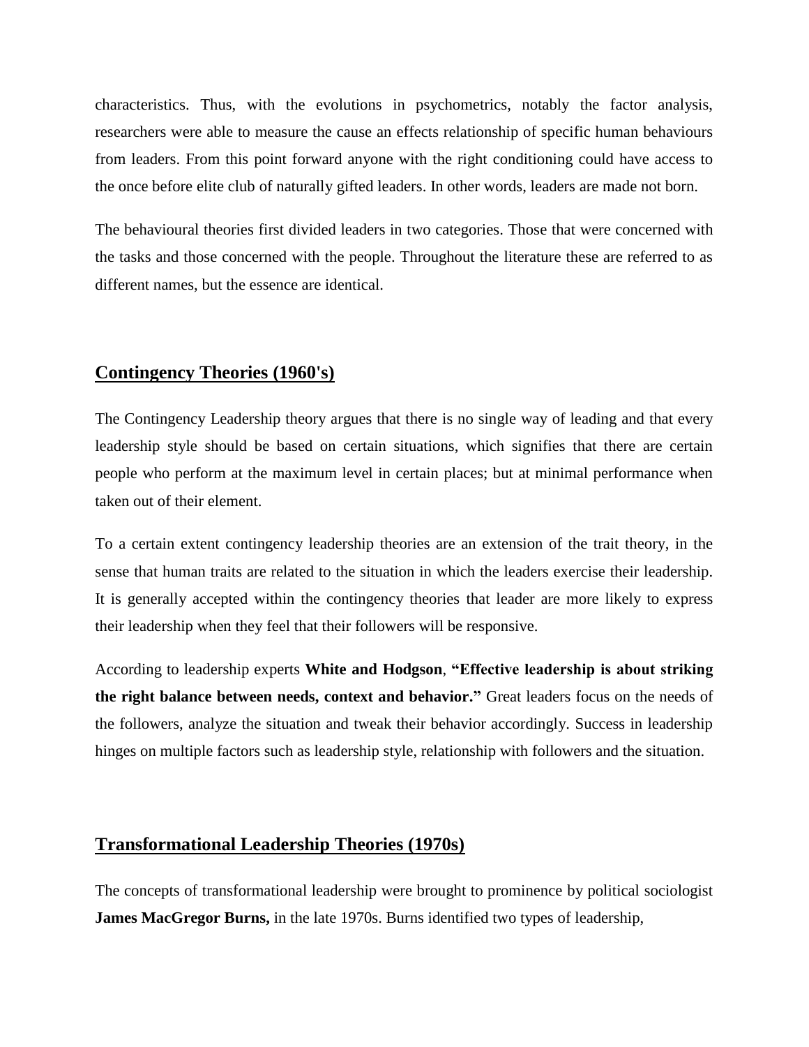characteristics. Thus, with the evolutions in psychometrics, notably the factor analysis, researchers were able to measure the cause an effects relationship of specific human behaviours from leaders. From this point forward anyone with the right conditioning could have access to the once before elite club of naturally gifted leaders. In other words, leaders are made not born.

The behavioural theories first divided leaders in two categories. Those that were concerned with the tasks and those concerned with the people. Throughout the literature these are referred to as different names, but the essence are identical.

## Contingency Theories (1960's)

The Contingency Leadership theory argues that there is no single way of leading and that every leadership style should be based on certain situations, which signifies that there are certain people who perform at the maximum level in certain places; but at minimal performance when taken out of their element.

To a certain extent contingency leadership theories are an extension of the trait theory, in the sense that human traits are related to the situation in which the leaders exercise their leadership. It is generally accepted within the contingency theories that leader are more likely to express their leadership when they feel that their followers will be responsive.

According to leadership experts **White and Hodgson**, **"Effective leadership is about striking the right balance between needs, context and behavior."** Great leaders focus on the needs of the followers, analyze the situation and tweak their behavior accordingly. Success in leadership hinges on multiple factors such as leadership style, relationship with followers and the situation.

## Transformational Leadership Theories (1970s)

The concepts of transformational leadership were brought to prominence by political sociologist **James MacGregor Burns,** in the late 1970s. Burns identified two types of leadership,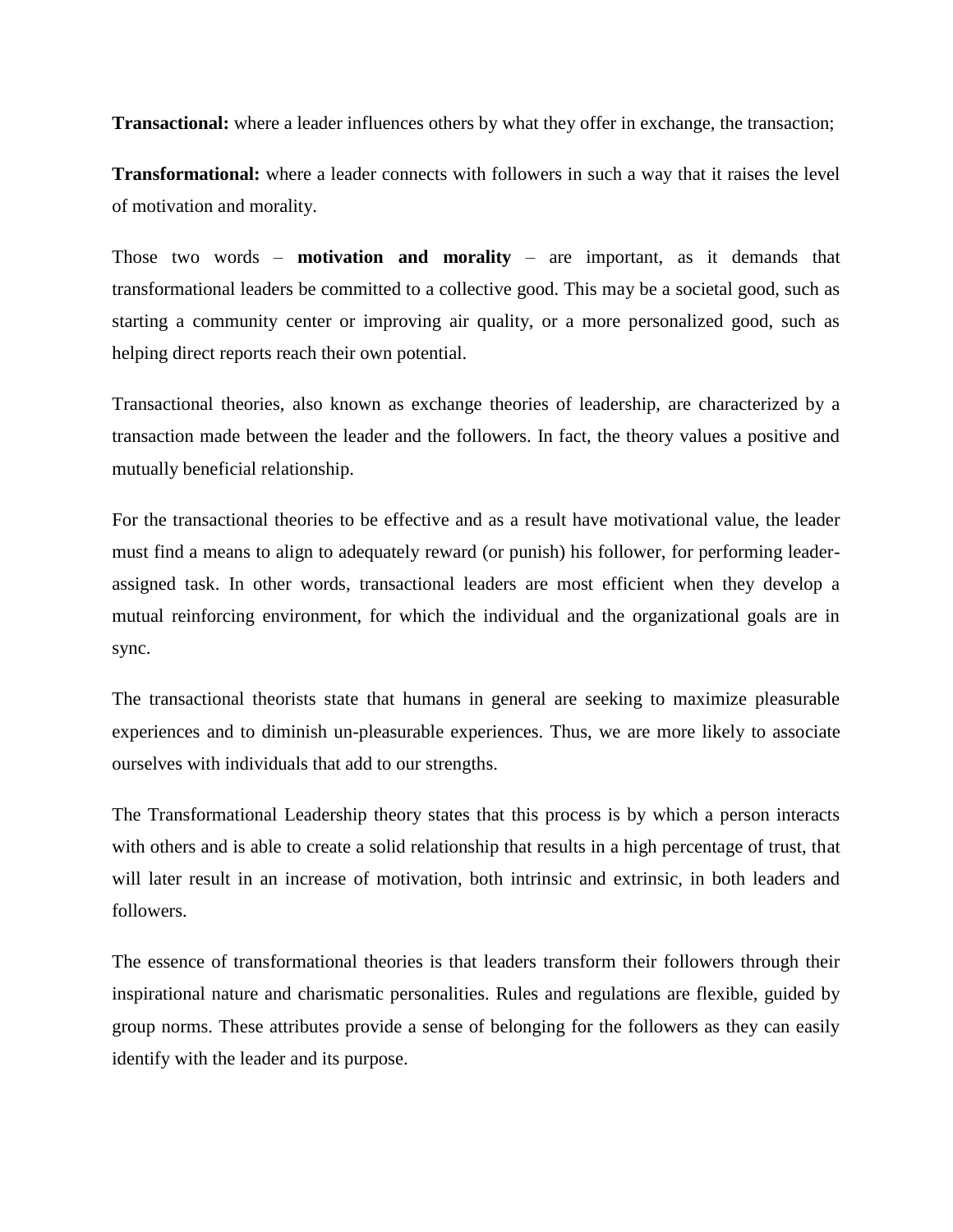**Transactional:** where a leader influences others by what they offer in exchange, the transaction;

**Transformational:** where a leader connects with followers in such a way that it raises the level of motivation and morality.

Those two words – **motivation and morality** – are important, as it demands that transformational leaders be committed to a collective good. This may be a societal good, such as starting a community center or improving air quality, or a more personalized good, such as helping direct reports reach their own potential.

Transactional theories, also known as exchange theories of leadership, are characterized by a transaction made between the leader and the followers. In fact, the theory values a positive and mutually beneficial relationship.

For the transactional theories to be effective and as a result have motivational value, the leader must find a means to align to adequately reward (or punish) his follower, for performing leader-assigned task. In other words, transactional leaders are most efficient when they develop a mutual reinforcing environment, for which the individual and the organizational goals are in sync.

The transactional theorists state that humans in general are seeking to maximize pleasurable experiences and to diminish un-pleasurable experiences. Thus, we are more likely to associate ourselves with individuals that add to our strengths.

The Transformational Leadership theory states that this process is by which a person interacts with others and is able to create a solid relationship that results in a high percentage of trust, that will later result in an increase of motivation, both intrinsic and extrinsic, in both leaders and followers.

The essence of transformational theories is that leaders transform their followers through their inspirational nature and charismatic personalities. Rules and regulations are flexible, guided by group norms. These attributes provide a sense of belonging for the followers as they can easily identify with the leader and its purpose.